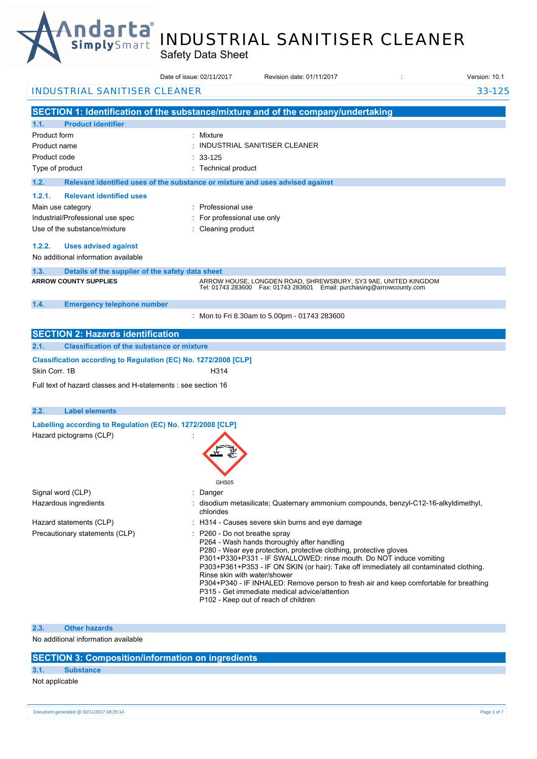# INDUSTRIAL SANITISER CLEANER

Safety Data Sheet

Date of issue: 02/11/2017    Revision date: 01/11/2017    :    Version: 10.1

INDUSTRIAL SANITISER CLEANER    33-125

## SECTION 1: Identification of the substance/mixture and of the company/undertaking

### 1.1. Product identifier

| | |
|---|---|
| Product form | : Mixture |
| Product name | : INDUSTRIAL SANITISER CLEANER |
| Product code | : 33-125 |
| Type of product | : Technical product |

### 1.2. Relevant identified uses of the substance or mixture and uses advised against

#### 1.2.1. Relevant identified uses

| | |
|---|---|
| Main use category | : Professional use |
| Industrial/Professional use spec | : For professional use only |
| Use of the substance/mixture | : Cleaning product |

#### 1.2.2. Uses advised against

No additional information available

### 1.3. Details of the supplier of the safety data sheet

**ARROW COUNTY SUPPLIES**

ARROW HOUSE, LONGDEN ROAD, SHREWSBURY, SY3 9AE, UNITED KINGDOM
Tel: 01743 283600   Fax: 01743 283601   Email: purchasing@arrowcounty.com

### 1.4. Emergency telephone number

: Mon to Fri 8.30am to 5.00pm - 01743 283600

## SECTION 2: Hazards identification

### 2.1. Classification of the substance or mixture

**Classification according to Regulation (EC) No. 1272/2008 [CLP]**

| | |
|---|---|
| Skin Corr. 1B | H314 |

Full text of hazard classes and H-statements : see section 16

### 2.2. Label elements

**Labelling according to Regulation (EC) No. 1272/2008 [CLP]**

Hazard pictograms (CLP) :

GHS05

| | |
|---|---|
| Signal word (CLP) | : Danger |
| Hazardous ingredients | : disodium metasilicate; Quaternary ammonium compounds, benzyl-C12-16-alkyldimethyl, chlorides |
| Hazard statements (CLP) | : H314 - Causes severe skin burns and eye damage |

Precautionary statements (CLP) :
- P260 - Do not breathe spray
- P264 - Wash hands thoroughly after handling
- P280 - Wear eye protection, protective clothing, protective gloves
- P301+P330+P331 - IF SWALLOWED: rinse mouth. Do NOT induce vomiting
- P303+P361+P353 - IF ON SKIN (or hair): Take off immediately all contaminated clothing. Rinse skin with water/shower
- P304+P340 - IF INHALED: Remove person to fresh air and keep comfortable for breathing
- P315 - Get immediate medical advice/attention
- P102 - Keep out of reach of children

### 2.3. Other hazards

No additional information available

## SECTION 3: Composition/information on ingredients

### 3.1. Substance

Not applicable

Document generated @ 02/11/2017 08:25:14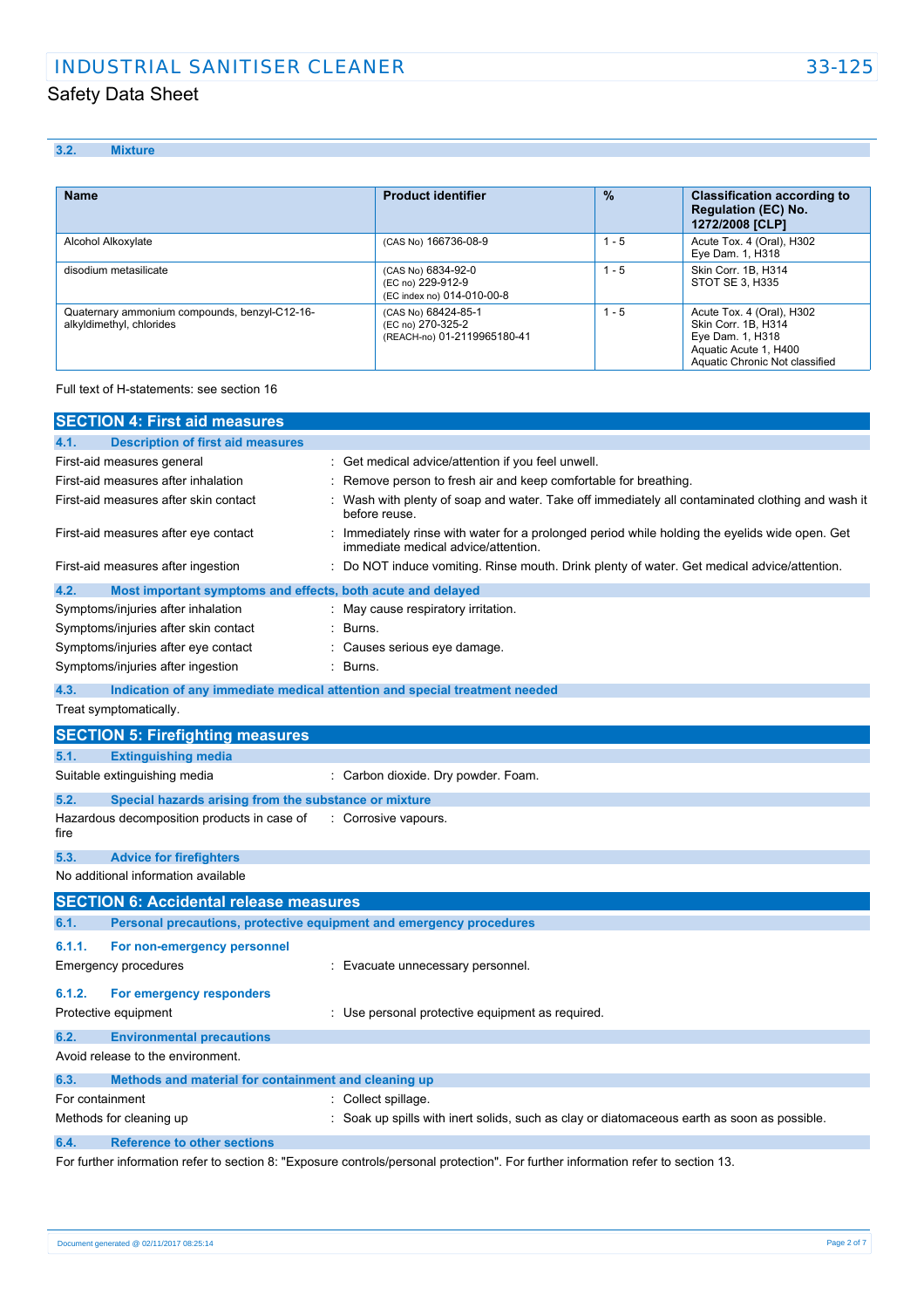### 3.2. Mixture

| Name | Product identifier | % | Classification according to Regulation (EC) No. 1272/2008 [CLP] |
|---|---|---|---|
| Alcohol Alkoxylate | (CAS No) 166736-08-9 | 1 - 5 | Acute Tox. 4 (Oral), H302<br>Eye Dam. 1, H318 |
| disodium metasilicate | (CAS No) 6834-92-0<br>(EC no) 229-912-9<br>(EC index no) 014-010-00-8 | 1 - 5 | Skin Corr. 1B, H314<br>STOT SE 3, H335 |
| Quaternary ammonium compounds, benzyl-C12-16-alkyldimethyl, chlorides | (CAS No) 68424-85-1<br>(EC no) 270-325-2<br>(REACH-no) 01-2119965180-41 | 1 - 5 | Acute Tox. 4 (Oral), H302<br>Skin Corr. 1B, H314<br>Eye Dam. 1, H318<br>Aquatic Acute 1, H400<br>Aquatic Chronic Not classified |

Full text of H-statements: see section 16

## SECTION 4: First aid measures

### 4.1. Description of first aid measures

First-aid measures general : Get medical advice/attention if you feel unwell.

First-aid measures after inhalation : Remove person to fresh air and keep comfortable for breathing.

First-aid measures after skin contact : Wash with plenty of soap and water. Take off immediately all contaminated clothing and wash it before reuse.

First-aid measures after eye contact : Immediately rinse with water for a prolonged period while holding the eyelids wide open. Get immediate medical advice/attention.

First-aid measures after ingestion : Do NOT induce vomiting. Rinse mouth. Drink plenty of water. Get medical advice/attention.

### 4.2. Most important symptoms and effects, both acute and delayed

Symptoms/injuries after inhalation : May cause respiratory irritation.

Symptoms/injuries after skin contact : Burns.

Symptoms/injuries after eye contact : Causes serious eye damage.

Symptoms/injuries after ingestion : Burns.

### 4.3. Indication of any immediate medical attention and special treatment needed

Treat symptomatically.

## SECTION 5: Firefighting measures

### 5.1. Extinguishing media

Suitable extinguishing media : Carbon dioxide. Dry powder. Foam.

### 5.2. Special hazards arising from the substance or mixture

Hazardous decomposition products in case of fire : Corrosive vapours.

### 5.3. Advice for firefighters

No additional information available

## SECTION 6: Accidental release measures

### 6.1. Personal precautions, protective equipment and emergency procedures

#### 6.1.1. For non-emergency personnel

Emergency procedures : Evacuate unnecessary personnel.

#### 6.1.2. For emergency responders

Protective equipment : Use personal protective equipment as required.

### 6.2. Environmental precautions

Avoid release to the environment.

### 6.3. Methods and material for containment and cleaning up

For containment : Collect spillage.

Methods for cleaning up : Soak up spills with inert solids, such as clay or diatomaceous earth as soon as possible.

### 6.4. Reference to other sections

For further information refer to section 8: "Exposure controls/personal protection". For further information refer to section 13.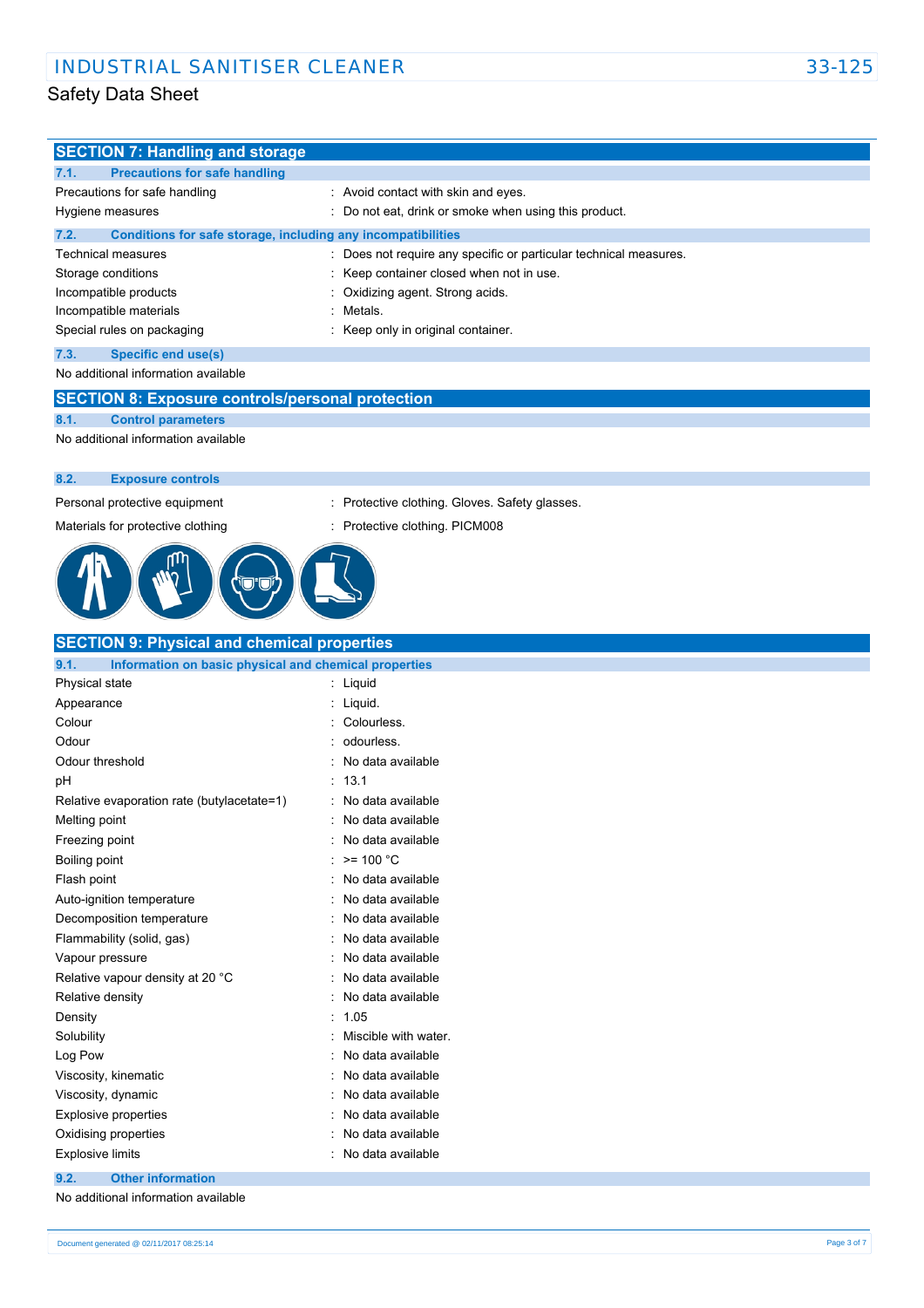## SECTION 7: Handling and storage

### 7.1. Precautions for safe handling

| | |
|---|---|
| Precautions for safe handling | : Avoid contact with skin and eyes. |
| Hygiene measures | : Do not eat, drink or smoke when using this product. |

### 7.2. Conditions for safe storage, including any incompatibilities

| | |
|---|---|
| Technical measures | : Does not require any specific or particular technical measures. |
| Storage conditions | : Keep container closed when not in use. |
| Incompatible products | : Oxidizing agent. Strong acids. |
| Incompatible materials | : Metals. |
| Special rules on packaging | : Keep only in original container. |

### 7.3. Specific end use(s)

No additional information available

## SECTION 8: Exposure controls/personal protection

### 8.1. Control parameters

No additional information available

### 8.2. Exposure controls

| | |
|---|---|
| Personal protective equipment | : Protective clothing. Gloves. Safety glasses. |
| Materials for protective clothing | : Protective clothing. PICM008 |

## SECTION 9: Physical and chemical properties

### 9.1. Information on basic physical and chemical properties

| | |
|---|---|
| Physical state | : Liquid |
| Appearance | : Liquid. |
| Colour | : Colourless. |
| Odour | : odourless. |
| Odour threshold | : No data available |
| pH | : 13.1 |
| Relative evaporation rate (butylacetate=1) | : No data available |
| Melting point | : No data available |
| Freezing point | : No data available |
| Boiling point | : >= 100 °C |
| Flash point | : No data available |
| Auto-ignition temperature | : No data available |
| Decomposition temperature | : No data available |
| Flammability (solid, gas) | : No data available |
| Vapour pressure | : No data available |
| Relative vapour density at 20 °C | : No data available |
| Relative density | : No data available |
| Density | : 1.05 |
| Solubility | : Miscible with water. |
| Log Pow | : No data available |
| Viscosity, kinematic | : No data available |
| Viscosity, dynamic | : No data available |
| Explosive properties | : No data available |
| Oxidising properties | : No data available |
| Explosive limits | : No data available |

### 9.2. Other information

No additional information available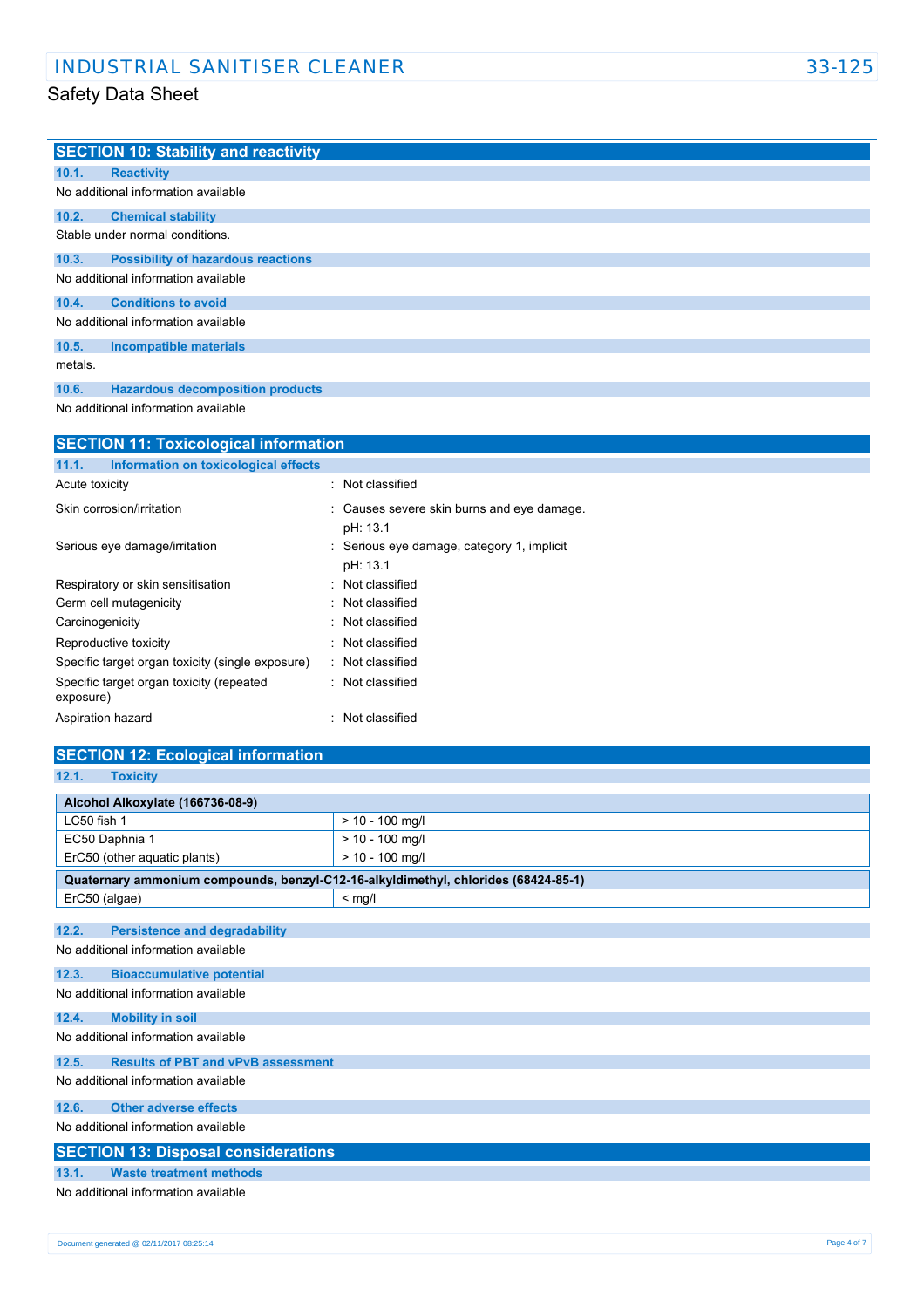## SECTION 10: Stability and reactivity

### 10.1. Reactivity

No additional information available

### 10.2. Chemical stability

Stable under normal conditions.

### 10.3. Possibility of hazardous reactions

No additional information available

### 10.4. Conditions to avoid

No additional information available

### 10.5. Incompatible materials

metals.

### 10.6. Hazardous decomposition products

No additional information available

## SECTION 11: Toxicological information

### 11.1. Information on toxicological effects

| | |
|---|---|
| Acute toxicity | : Not classified |
| Skin corrosion/irritation | : Causes severe skin burns and eye damage.<br>pH: 13.1 |
| Serious eye damage/irritation | : Serious eye damage, category 1, implicit<br>pH: 13.1 |
| Respiratory or skin sensitisation | : Not classified |
| Germ cell mutagenicity | : Not classified |
| Carcinogenicity | : Not classified |
| Reproductive toxicity | : Not classified |
| Specific target organ toxicity (single exposure) | : Not classified |
| Specific target organ toxicity (repeated exposure) | : Not classified |
| Aspiration hazard | : Not classified |

## SECTION 12: Ecological information

### 12.1. Toxicity

| Alcohol Alkoxylate (166736-08-9) | |
|---|---|
| LC50 fish 1 | > 10 - 100 mg/l |
| EC50 Daphnia 1 | > 10 - 100 mg/l |
| ErC50 (other aquatic plants) | > 10 - 100 mg/l |

| Quaternary ammonium compounds, benzyl-C12-16-alkyldimethyl, chlorides (68424-85-1) | |
|---|---|
| ErC50 (algae) | < mg/l |

### 12.2. Persistence and degradability

No additional information available

### 12.3. Bioaccumulative potential

No additional information available

### 12.4. Mobility in soil

No additional information available

### 12.5. Results of PBT and vPvB assessment

No additional information available

### 12.6. Other adverse effects

No additional information available

## SECTION 13: Disposal considerations

### 13.1. Waste treatment methods

No additional information available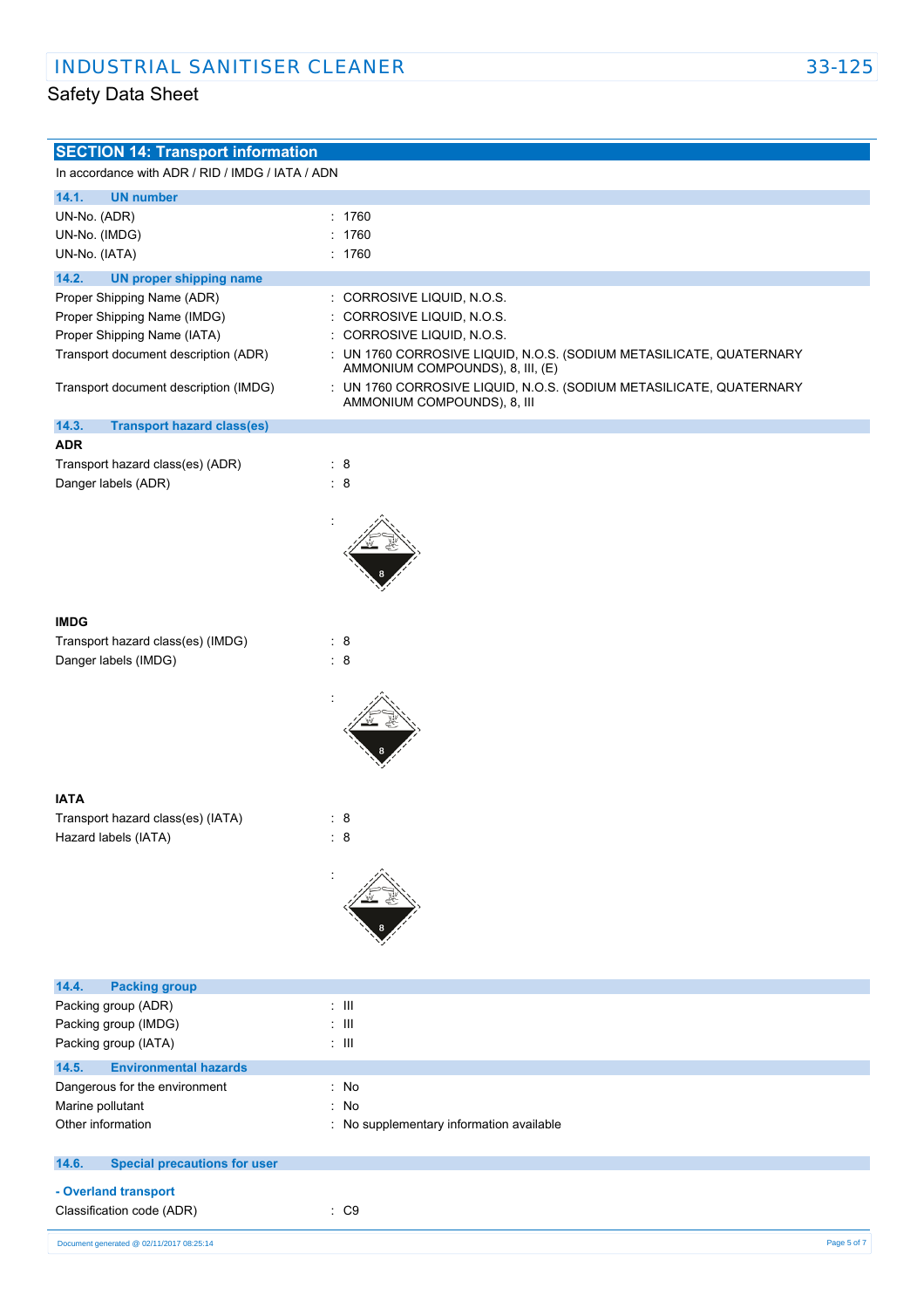## SECTION 14: Transport information

In accordance with ADR / RID / IMDG / IATA / ADN

### 14.1. UN number

| | |
|---|---|
| UN-No. (ADR) | : 1760 |
| UN-No. (IMDG) | : 1760 |
| UN-No. (IATA) | : 1760 |

### 14.2. UN proper shipping name

| | |
|---|---|
| Proper Shipping Name (ADR) | : CORROSIVE LIQUID, N.O.S. |
| Proper Shipping Name (IMDG) | : CORROSIVE LIQUID, N.O.S. |
| Proper Shipping Name (IATA) | : CORROSIVE LIQUID, N.O.S. |
| Transport document description (ADR) | : UN 1760 CORROSIVE LIQUID, N.O.S. (SODIUM METASILICATE, QUATERNARY AMMONIUM COMPOUNDS), 8, III, (E) |
| Transport document description (IMDG) | : UN 1760 CORROSIVE LIQUID, N.O.S. (SODIUM METASILICATE, QUATERNARY AMMONIUM COMPOUNDS), 8, III |

### 14.3. Transport hazard class(es)

**ADR**

| | |
|---|---|
| Transport hazard class(es) (ADR) | : 8 |
| Danger labels (ADR) | : 8 |

**IMDG**

| | |
|---|---|
| Transport hazard class(es) (IMDG) | : 8 |
| Danger labels (IMDG) | : 8 |

**IATA**

| | |
|---|---|
| Transport hazard class(es) (IATA) | : 8 |
| Hazard labels (IATA) | : 8 |

### 14.4. Packing group

| | |
|---|---|
| Packing group (ADR) | : III |
| Packing group (IMDG) | : III |
| Packing group (IATA) | : III |

### 14.5. Environmental hazards

| | |
|---|---|
| Dangerous for the environment | : No |
| Marine pollutant | : No |
| Other information | : No supplementary information available |

### 14.6. Special precautions for user

**- Overland transport**

| | |
|---|---|
| Classification code (ADR) | : C9 |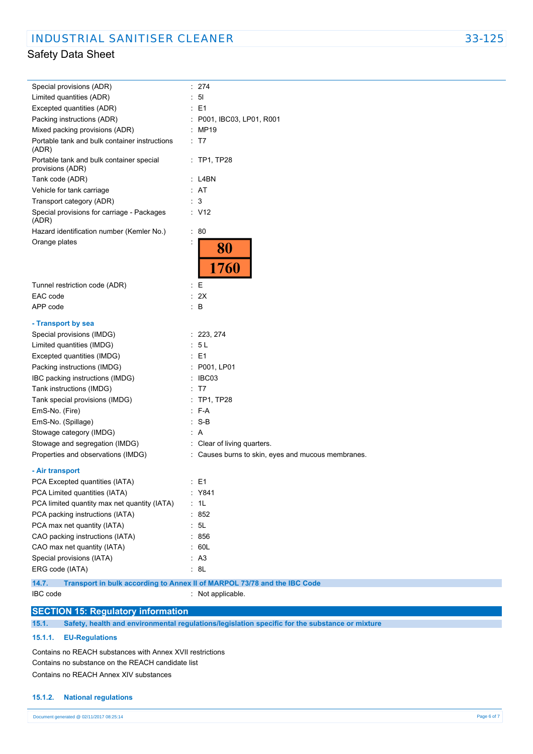| | |
|---|---|
| Special provisions (ADR) | : 274 |
| Limited quantities (ADR) | : 5l |
| Excepted quantities (ADR) | : E1 |
| Packing instructions (ADR) | : P001, IBC03, LP01, R001 |
| Mixed packing provisions (ADR) | : MP19 |
| Portable tank and bulk container instructions (ADR) | : T7 |
| Portable tank and bulk container special provisions (ADR) | : TP1, TP28 |
| Tank code (ADR) | : L4BN |
| Vehicle for tank carriage | : AT |
| Transport category (ADR) | : 3 |
| Special provisions for carriage - Packages (ADR) | : V12 |
| Hazard identification number (Kemler No.) | : 80 |
| Orange plates | : 80 / 1760 |
| Tunnel restriction code (ADR) | : E |
| EAC code | : 2X |
| APP code | : B |

**- Transport by sea**

| | |
|---|---|
| Special provisions (IMDG) | : 223, 274 |
| Limited quantities (IMDG) | : 5 L |
| Excepted quantities (IMDG) | : E1 |
| Packing instructions (IMDG) | : P001, LP01 |
| IBC packing instructions (IMDG) | : IBC03 |
| Tank instructions (IMDG) | : T7 |
| Tank special provisions (IMDG) | : TP1, TP28 |
| EmS-No. (Fire) | : F-A |
| EmS-No. (Spillage) | : S-B |
| Stowage category (IMDG) | : A |
| Stowage and segregation (IMDG) | : Clear of living quarters. |
| Properties and observations (IMDG) | : Causes burns to skin, eyes and mucous membranes. |

**- Air transport**

| | |
|---|---|
| PCA Excepted quantities (IATA) | : E1 |
| PCA Limited quantities (IATA) | : Y841 |
| PCA limited quantity max net quantity (IATA) | : 1L |
| PCA packing instructions (IATA) | : 852 |
| PCA max net quantity (IATA) | : 5L |
| CAO packing instructions (IATA) | : 856 |
| CAO max net quantity (IATA) | : 60L |
| Special provisions (IATA) | : A3 |
| ERG code (IATA) | : 8L |

### 14.7. Transport in bulk according to Annex II of MARPOL 73/78 and the IBC Code

| | |
|---|---|
| IBC code | : Not applicable. |

## SECTION 15: Regulatory information

### 15.1. Safety, health and environmental regulations/legislation specific for the substance or mixture

#### 15.1.1. EU-Regulations

Contains no REACH substances with Annex XVII restrictions

Contains no substance on the REACH candidate list

Contains no REACH Annex XIV substances

#### 15.1.2. National regulations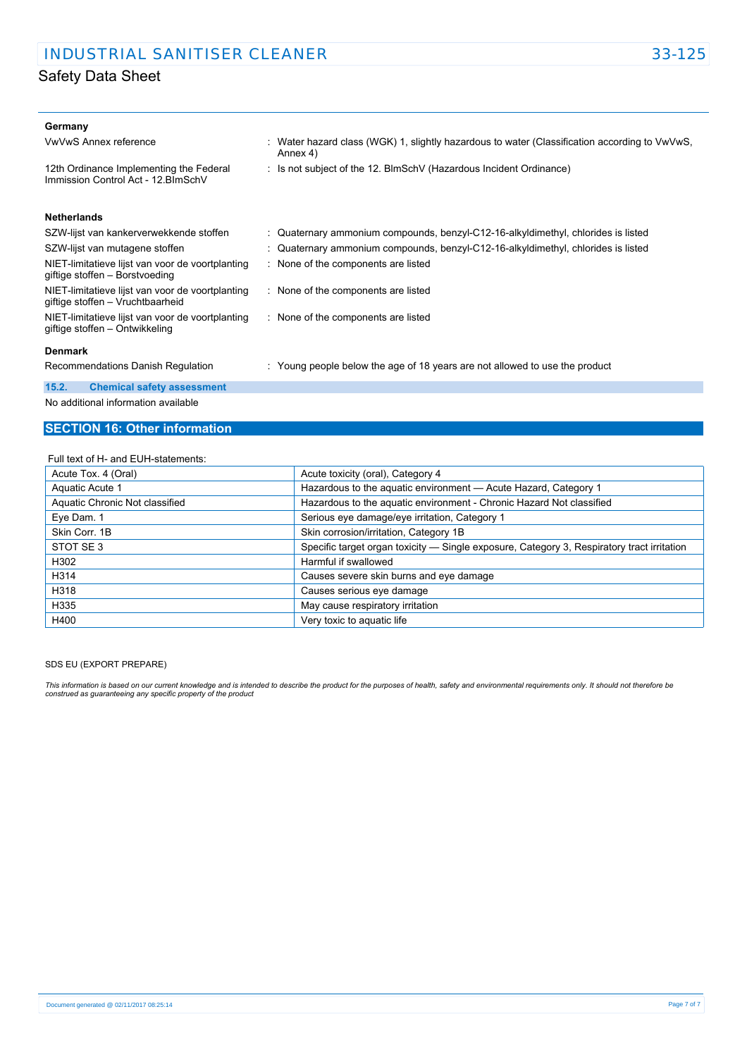**Germany**

| | | |
|---|---|---|
| VwVwS Annex reference | : | Water hazard class (WGK) 1, slightly hazardous to water (Classification according to VwVwS, Annex 4) |
| 12th Ordinance Implementing the Federal Immission Control Act - 12.BImSchV | : | Is not subject of the 12. BlmSchV (Hazardous Incident Ordinance) |

**Netherlands**

| | | |
|---|---|---|
| SZW-lijst van kankerverwekkende stoffen | : | Quaternary ammonium compounds, benzyl-C12-16-alkyldimethyl, chlorides is listed |
| SZW-lijst van mutagene stoffen | : | Quaternary ammonium compounds, benzyl-C12-16-alkyldimethyl, chlorides is listed |
| NIET-limitatieve lijst van voor de voortplanting giftige stoffen – Borstvoeding | : | None of the components are listed |
| NIET-limitatieve lijst van voor de voortplanting giftige stoffen – Vruchtbaarheid | : | None of the components are listed |
| NIET-limitatieve lijst van voor de voortplanting giftige stoffen – Ontwikkeling | : | None of the components are listed |

**Denmark**

| | | |
|---|---|---|
| Recommendations Danish Regulation | : | Young people below the age of 18 years are not allowed to use the product |

### 15.2. Chemical safety assessment

No additional information available

## SECTION 16: Other information

Full text of H- and EUH-statements:

| | |
|---|---|
| Acute Tox. 4 (Oral) | Acute toxicity (oral), Category 4 |
| Aquatic Acute 1 | Hazardous to the aquatic environment — Acute Hazard, Category 1 |
| Aquatic Chronic Not classified | Hazardous to the aquatic environment - Chronic Hazard Not classified |
| Eye Dam. 1 | Serious eye damage/eye irritation, Category 1 |
| Skin Corr. 1B | Skin corrosion/irritation, Category 1B |
| STOT SE 3 | Specific target organ toxicity — Single exposure, Category 3, Respiratory tract irritation |
| H302 | Harmful if swallowed |
| H314 | Causes severe skin burns and eye damage |
| H318 | Causes serious eye damage |
| H335 | May cause respiratory irritation |
| H400 | Very toxic to aquatic life |

SDS EU (EXPORT PREPARE)

*This information is based on our current knowledge and is intended to describe the product for the purposes of health, safety and environmental requirements only. It should not therefore be construed as guaranteeing any specific property of the product*